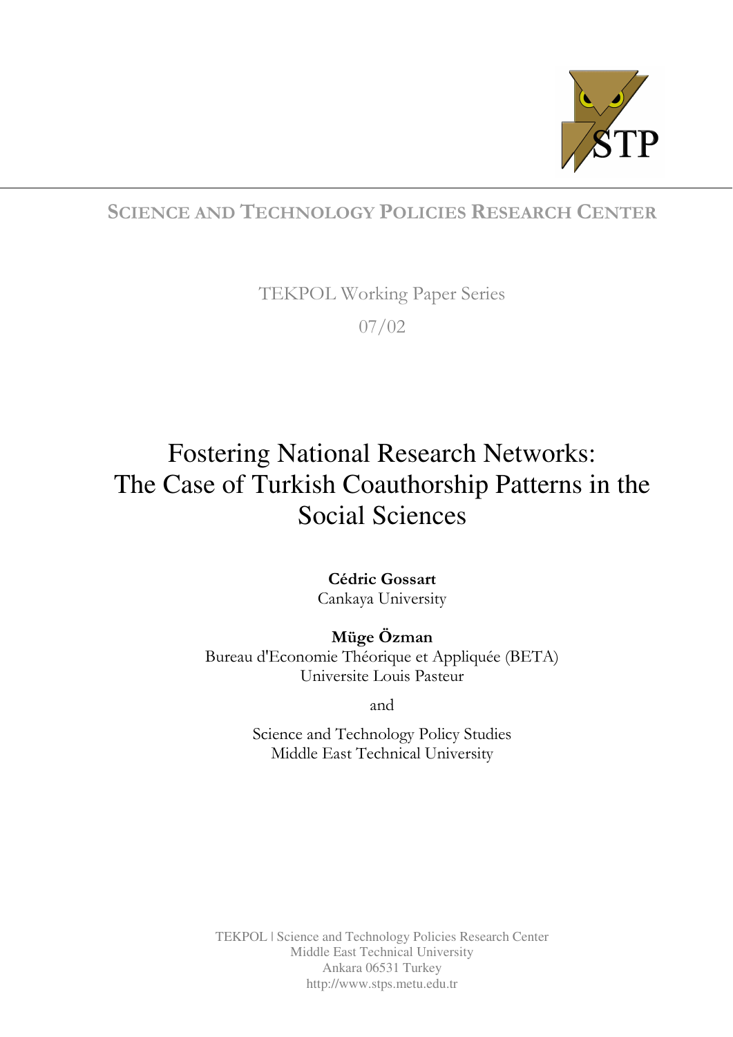SCIENCE AND TECHNOLOGY POLICIES RESEARCH CENTER

TEKPOL Working Paper Series

07/02

# Fostering National Research Networks: The Case of Turkish Coauthorship Patterns in the Social Sciences

**Cédric Gossart**
Cankaya University

**Müge Özman**
Bureau d'Economie Théorique et Appliquée (BETA)
Universite Louis Pasteur

and

Science and Technology Policy Studies
Middle East Technical University

TEKPOL | Science and Technology Policies Research Center
Middle East Technical University
Ankara 06531 Turkey
http://www.stps.metu.edu.tr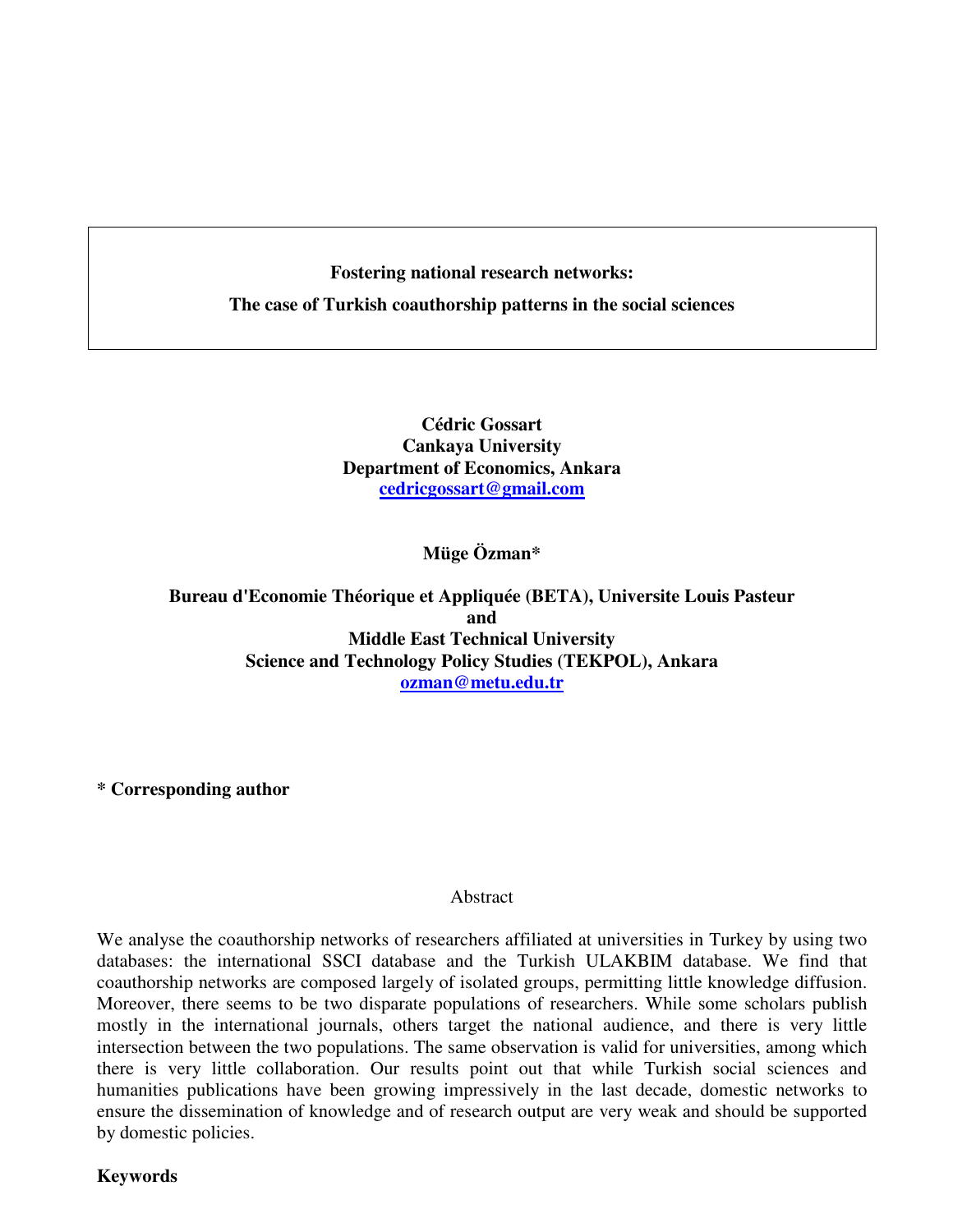**Fostering national research networks:**

**The case of Turkish coauthorship patterns in the social sciences**

**Cédric Gossart**
**Cankaya University**
**Department of Economics, Ankara**
**cedricgossart@gmail.com**

**Müge Özman***

**Bureau d'Economie Théorique et Appliquée (BETA), Universite Louis Pasteur**
**and**
**Middle East Technical University**
**Science and Technology Policy Studies (TEKPOL), Ankara**
**ozman@metu.edu.tr**

**\* Corresponding author**

Abstract

We analyse the coauthorship networks of researchers affiliated at universities in Turkey by using two databases: the international SSCI database and the Turkish ULAKBIM database. We find that coauthorship networks are composed largely of isolated groups, permitting little knowledge diffusion. Moreover, there seems to be two disparate populations of researchers. While some scholars publish mostly in the international journals, others target the national audience, and there is very little intersection between the two populations. The same observation is valid for universities, among which there is very little collaboration. Our results point out that while Turkish social sciences and humanities publications have been growing impressively in the last decade, domestic networks to ensure the dissemination of knowledge and of research output are very weak and should be supported by domestic policies.

**Keywords**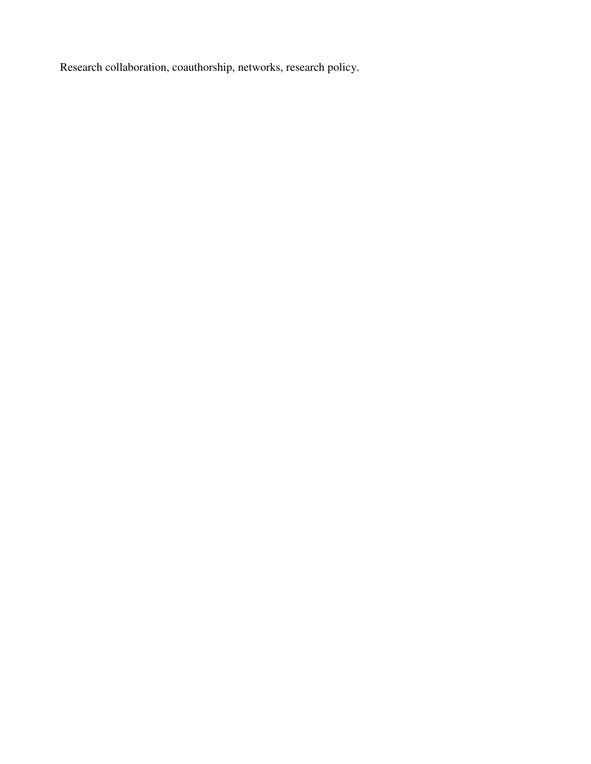Research collaboration, coauthorship, networks, research policy.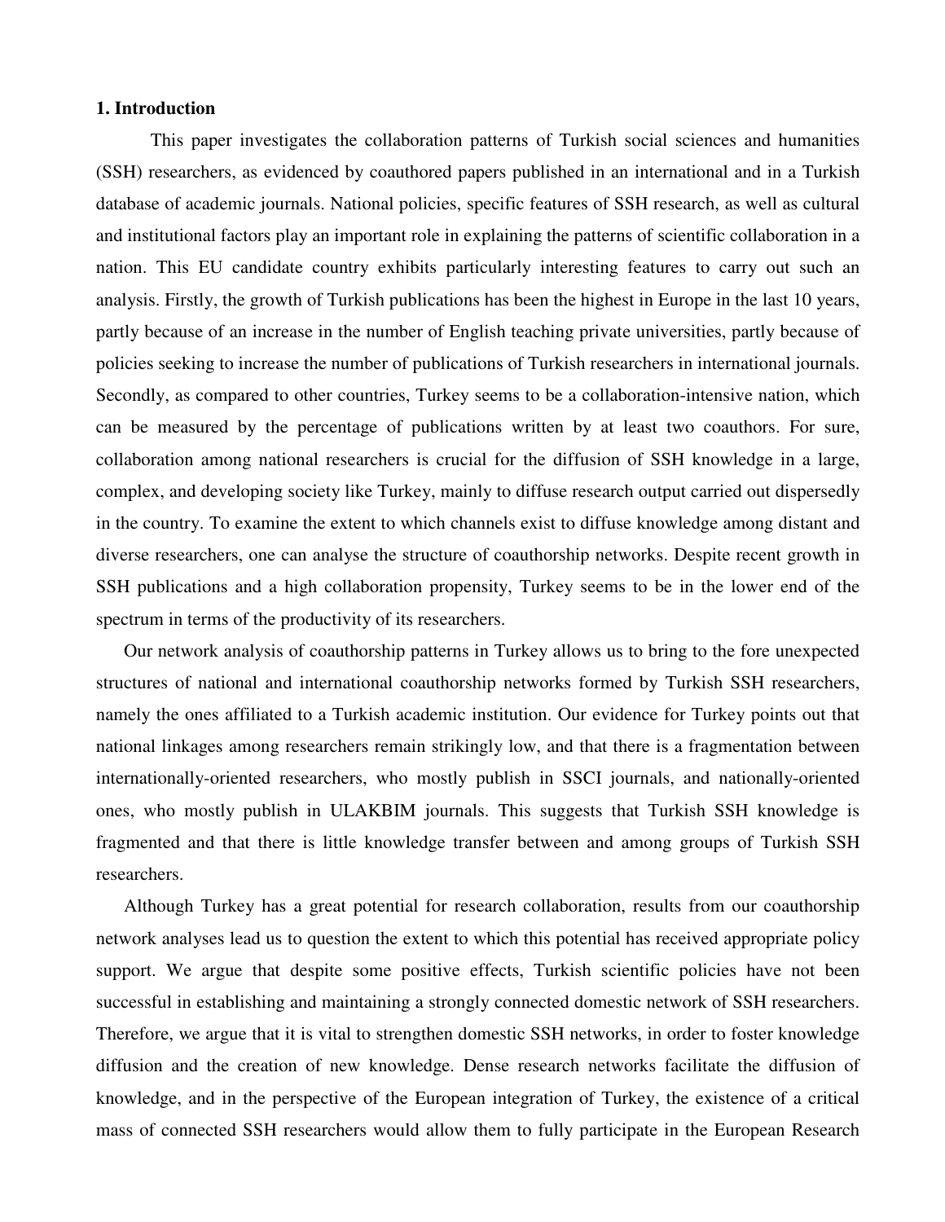## 1. Introduction

This paper investigates the collaboration patterns of Turkish social sciences and humanities (SSH) researchers, as evidenced by coauthored papers published in an international and in a Turkish database of academic journals. National policies, specific features of SSH research, as well as cultural and institutional factors play an important role in explaining the patterns of scientific collaboration in a nation. This EU candidate country exhibits particularly interesting features to carry out such an analysis. Firstly, the growth of Turkish publications has been the highest in Europe in the last 10 years, partly because of an increase in the number of English teaching private universities, partly because of policies seeking to increase the number of publications of Turkish researchers in international journals. Secondly, as compared to other countries, Turkey seems to be a collaboration-intensive nation, which can be measured by the percentage of publications written by at least two coauthors. For sure, collaboration among national researchers is crucial for the diffusion of SSH knowledge in a large, complex, and developing society like Turkey, mainly to diffuse research output carried out dispersedly in the country. To examine the extent to which channels exist to diffuse knowledge among distant and diverse researchers, one can analyse the structure of coauthorship networks. Despite recent growth in SSH publications and a high collaboration propensity, Turkey seems to be in the lower end of the spectrum in terms of the productivity of its researchers.

Our network analysis of coauthorship patterns in Turkey allows us to bring to the fore unexpected structures of national and international coauthorship networks formed by Turkish SSH researchers, namely the ones affiliated to a Turkish academic institution. Our evidence for Turkey points out that national linkages among researchers remain strikingly low, and that there is a fragmentation between internationally-oriented researchers, who mostly publish in SSCI journals, and nationally-oriented ones, who mostly publish in ULAKBIM journals. This suggests that Turkish SSH knowledge is fragmented and that there is little knowledge transfer between and among groups of Turkish SSH researchers.

Although Turkey has a great potential for research collaboration, results from our coauthorship network analyses lead us to question the extent to which this potential has received appropriate policy support. We argue that despite some positive effects, Turkish scientific policies have not been successful in establishing and maintaining a strongly connected domestic network of SSH researchers. Therefore, we argue that it is vital to strengthen domestic SSH networks, in order to foster knowledge diffusion and the creation of new knowledge. Dense research networks facilitate the diffusion of knowledge, and in the perspective of the European integration of Turkey, the existence of a critical mass of connected SSH researchers would allow them to fully participate in the European Research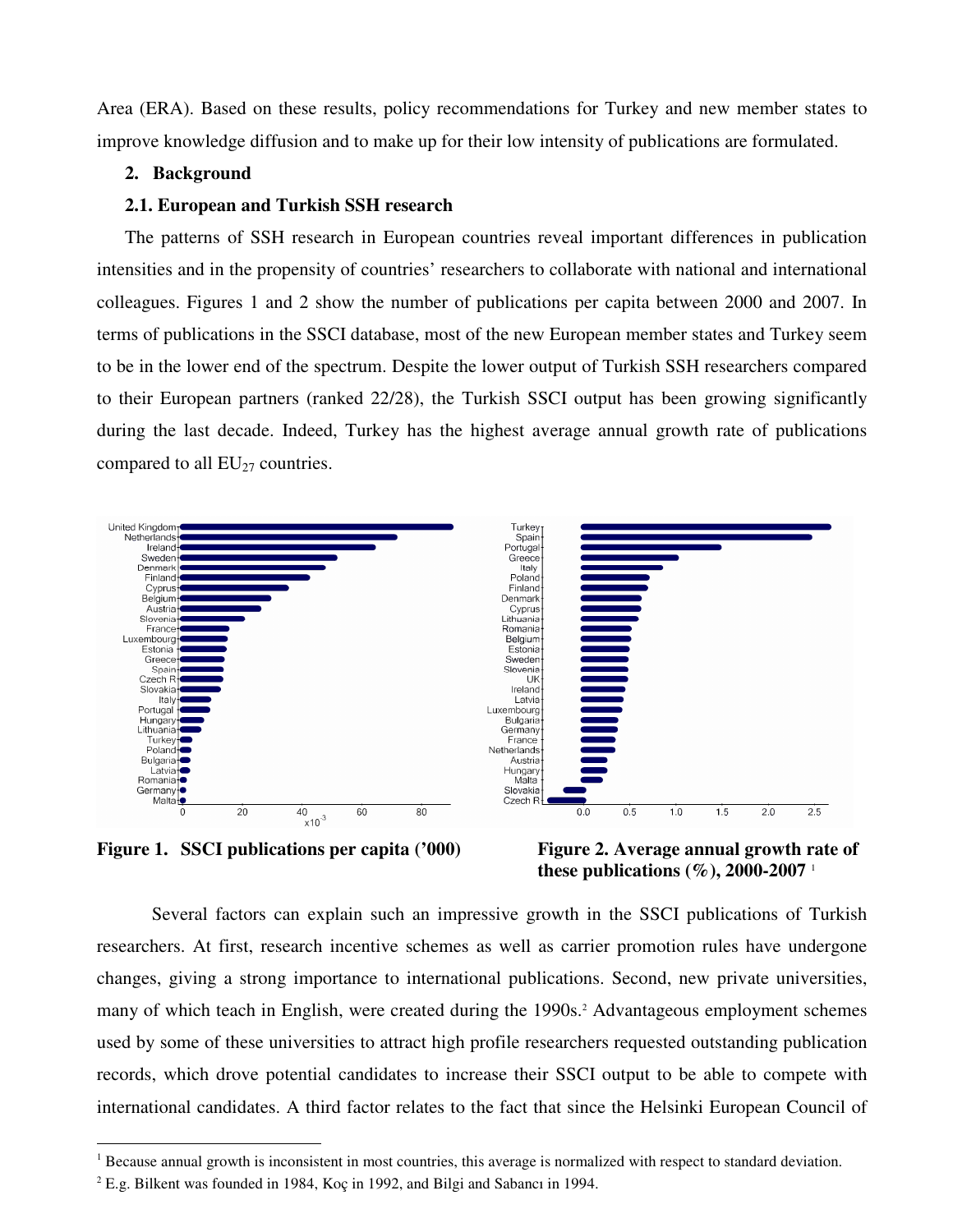Area (ERA). Based on these results, policy recommendations for Turkey and new member states to improve knowledge diffusion and to make up for their low intensity of publications are formulated.

## 2. Background

### 2.1. European and Turkish SSH research

The patterns of SSH research in European countries reveal important differences in publication intensities and in the propensity of countries' researchers to collaborate with national and international colleagues. Figures 1 and 2 show the number of publications per capita between 2000 and 2007. In terms of publications in the SSCI database, most of the new European member states and Turkey seem to be in the lower end of the spectrum. Despite the lower output of Turkish SSH researchers compared to their European partners (ranked 22/28), the Turkish SSCI output has been growing significantly during the last decade. Indeed, Turkey has the highest average annual growth rate of publications compared to all $EU_{27}$ countries.

**Figure 1. SSCI publications per capita ('000)**

**Figure 2. Average annual growth rate of these publications (%), 2000-2007** [1]

Several factors can explain such an impressive growth in the SSCI publications of Turkish researchers. At first, research incentive schemes as well as carrier promotion rules have undergone changes, giving a strong importance to international publications. Second, new private universities, many of which teach in English, were created during the 1990s.[2] Advantageous employment schemes used by some of these universities to attract high profile researchers requested outstanding publication records, which drove potential candidates to increase their SSCI output to be able to compete with international candidates. A third factor relates to the fact that since the Helsinki European Council of

---

[1] Because annual growth is inconsistent in most countries, this average is normalized with respect to standard deviation.

[2] E.g. Bilkent was founded in 1984, Koç in 1992, and Bilgi and Sabancı in 1994.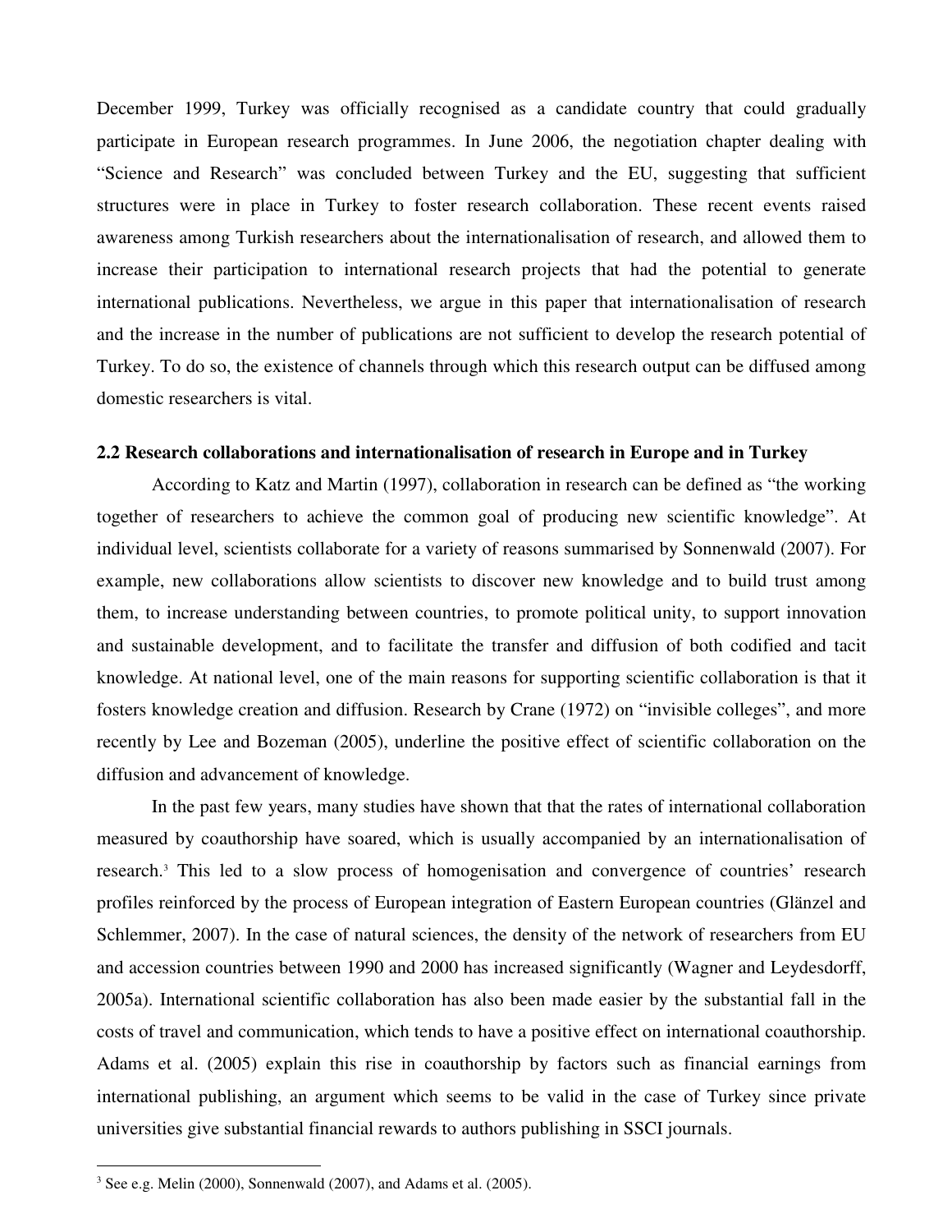December 1999, Turkey was officially recognised as a candidate country that could gradually participate in European research programmes. In June 2006, the negotiation chapter dealing with "Science and Research" was concluded between Turkey and the EU, suggesting that sufficient structures were in place in Turkey to foster research collaboration. These recent events raised awareness among Turkish researchers about the internationalisation of research, and allowed them to increase their participation to international research projects that had the potential to generate international publications. Nevertheless, we argue in this paper that internationalisation of research and the increase in the number of publications are not sufficient to develop the research potential of Turkey. To do so, the existence of channels through which this research output can be diffused among domestic researchers is vital.

### 2.2 Research collaborations and internationalisation of research in Europe and in Turkey

According to Katz and Martin (1997), collaboration in research can be defined as "the working together of researchers to achieve the common goal of producing new scientific knowledge". At individual level, scientists collaborate for a variety of reasons summarised by Sonnenwald (2007). For example, new collaborations allow scientists to discover new knowledge and to build trust among them, to increase understanding between countries, to promote political unity, to support innovation and sustainable development, and to facilitate the transfer and diffusion of both codified and tacit knowledge. At national level, one of the main reasons for supporting scientific collaboration is that it fosters knowledge creation and diffusion. Research by Crane (1972) on "invisible colleges", and more recently by Lee and Bozeman (2005), underline the positive effect of scientific collaboration on the diffusion and advancement of knowledge.

In the past few years, many studies have shown that that the rates of international collaboration measured by coauthorship have soared, which is usually accompanied by an internationalisation of research.[3] This led to a slow process of homogenisation and convergence of countries' research profiles reinforced by the process of European integration of Eastern European countries (Glänzel and Schlemmer, 2007). In the case of natural sciences, the density of the network of researchers from EU and accession countries between 1990 and 2000 has increased significantly (Wagner and Leydesdorff, 2005a). International scientific collaboration has also been made easier by the substantial fall in the costs of travel and communication, which tends to have a positive effect on international coauthorship. Adams et al. (2005) explain this rise in coauthorship by factors such as financial earnings from international publishing, an argument which seems to be valid in the case of Turkey since private universities give substantial financial rewards to authors publishing in SSCI journals.

[3] See e.g. Melin (2000), Sonnenwald (2007), and Adams et al. (2005).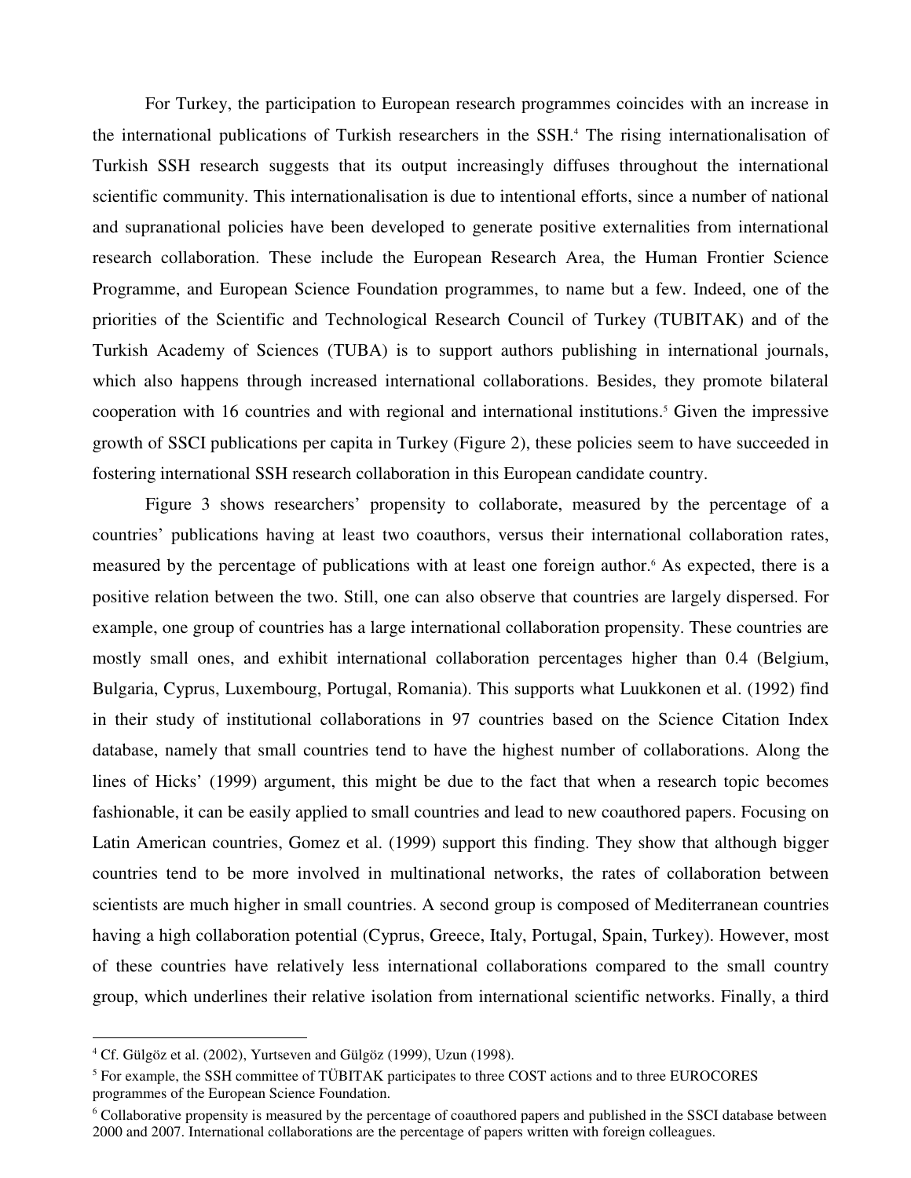For Turkey, the participation to European research programmes coincides with an increase in the international publications of Turkish researchers in the SSH.[4] The rising internationalisation of Turkish SSH research suggests that its output increasingly diffuses throughout the international scientific community. This internationalisation is due to intentional efforts, since a number of national and supranational policies have been developed to generate positive externalities from international research collaboration. These include the European Research Area, the Human Frontier Science Programme, and European Science Foundation programmes, to name but a few. Indeed, one of the priorities of the Scientific and Technological Research Council of Turkey (TUBITAK) and of the Turkish Academy of Sciences (TUBA) is to support authors publishing in international journals, which also happens through increased international collaborations. Besides, they promote bilateral cooperation with 16 countries and with regional and international institutions.[5] Given the impressive growth of SSCI publications per capita in Turkey (Figure 2), these policies seem to have succeeded in fostering international SSH research collaboration in this European candidate country.

Figure 3 shows researchers' propensity to collaborate, measured by the percentage of a countries' publications having at least two coauthors, versus their international collaboration rates, measured by the percentage of publications with at least one foreign author.[6] As expected, there is a positive relation between the two. Still, one can also observe that countries are largely dispersed. For example, one group of countries has a large international collaboration propensity. These countries are mostly small ones, and exhibit international collaboration percentages higher than 0.4 (Belgium, Bulgaria, Cyprus, Luxembourg, Portugal, Romania). This supports what Luukkonen et al. (1992) find in their study of institutional collaborations in 97 countries based on the Science Citation Index database, namely that small countries tend to have the highest number of collaborations. Along the lines of Hicks' (1999) argument, this might be due to the fact that when a research topic becomes fashionable, it can be easily applied to small countries and lead to new coauthored papers. Focusing on Latin American countries, Gomez et al. (1999) support this finding. They show that although bigger countries tend to be more involved in multinational networks, the rates of collaboration between scientists are much higher in small countries. A second group is composed of Mediterranean countries having a high collaboration potential (Cyprus, Greece, Italy, Portugal, Spain, Turkey). However, most of these countries have relatively less international collaborations compared to the small country group, which underlines their relative isolation from international scientific networks. Finally, a third

---

[4] Cf. Gülgöz et al. (2002), Yurtseven and Gülgöz (1999), Uzun (1998).

[5] For example, the SSH committee of TÜBITAK participates to three COST actions and to three EUROCORES programmes of the European Science Foundation.

[6] Collaborative propensity is measured by the percentage of coauthored papers and published in the SSCI database between 2000 and 2007. International collaborations are the percentage of papers written with foreign colleagues.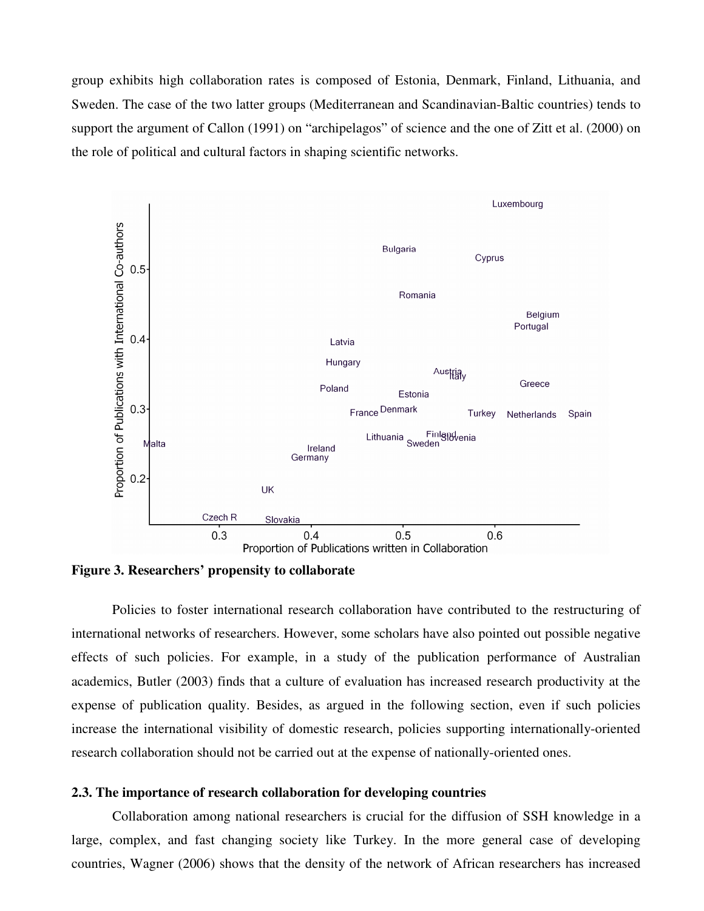group exhibits high collaboration rates is composed of Estonia, Denmark, Finland, Lithuania, and Sweden. The case of the two latter groups (Mediterranean and Scandinavian-Baltic countries) tends to support the argument of Callon (1991) on "archipelagos" of science and the one of Zitt et al. (2000) on the role of political and cultural factors in shaping scientific networks.

**Figure 3. Researchers' propensity to collaborate**

Policies to foster international research collaboration have contributed to the restructuring of international networks of researchers. However, some scholars have also pointed out possible negative effects of such policies. For example, in a study of the publication performance of Australian academics, Butler (2003) finds that a culture of evaluation has increased research productivity at the expense of publication quality. Besides, as argued in the following section, even if such policies increase the international visibility of domestic research, policies supporting internationally-oriented research collaboration should not be carried out at the expense of nationally-oriented ones.

### 2.3. The importance of research collaboration for developing countries

Collaboration among national researchers is crucial for the diffusion of SSH knowledge in a large, complex, and fast changing society like Turkey. In the more general case of developing countries, Wagner (2006) shows that the density of the network of African researchers has increased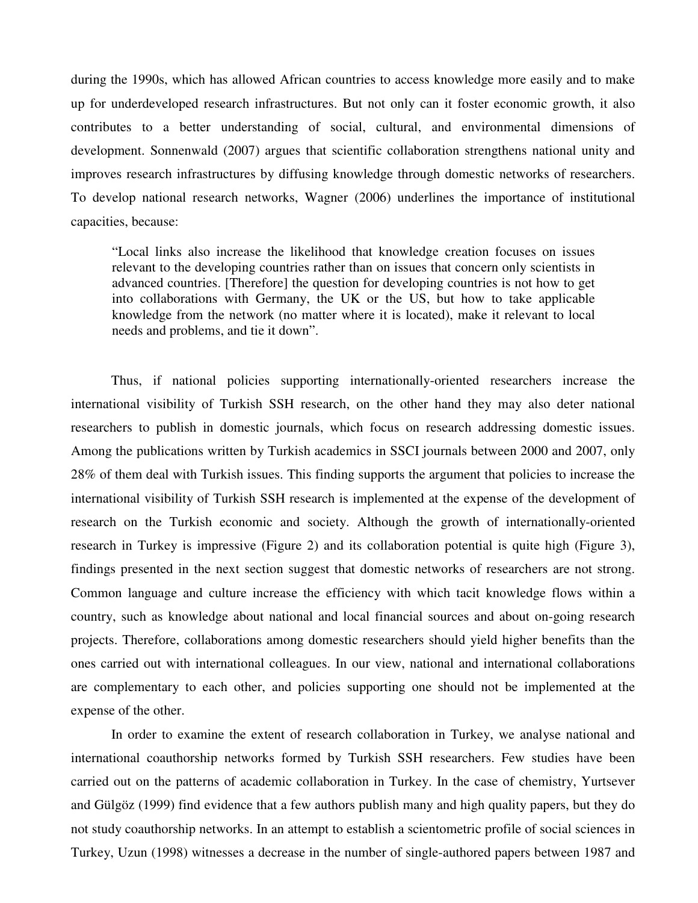during the 1990s, which has allowed African countries to access knowledge more easily and to make up for underdeveloped research infrastructures. But not only can it foster economic growth, it also contributes to a better understanding of social, cultural, and environmental dimensions of development. Sonnenwald (2007) argues that scientific collaboration strengthens national unity and improves research infrastructures by diffusing knowledge through domestic networks of researchers. To develop national research networks, Wagner (2006) underlines the importance of institutional capacities, because:

> "Local links also increase the likelihood that knowledge creation focuses on issues relevant to the developing countries rather than on issues that concern only scientists in advanced countries. [Therefore] the question for developing countries is not how to get into collaborations with Germany, the UK or the US, but how to take applicable knowledge from the network (no matter where it is located), make it relevant to local needs and problems, and tie it down".

Thus, if national policies supporting internationally-oriented researchers increase the international visibility of Turkish SSH research, on the other hand they may also deter national researchers to publish in domestic journals, which focus on research addressing domestic issues. Among the publications written by Turkish academics in SSCI journals between 2000 and 2007, only 28% of them deal with Turkish issues. This finding supports the argument that policies to increase the international visibility of Turkish SSH research is implemented at the expense of the development of research on the Turkish economic and society. Although the growth of internationally-oriented research in Turkey is impressive (Figure 2) and its collaboration potential is quite high (Figure 3), findings presented in the next section suggest that domestic networks of researchers are not strong. Common language and culture increase the efficiency with which tacit knowledge flows within a country, such as knowledge about national and local financial sources and about on-going research projects. Therefore, collaborations among domestic researchers should yield higher benefits than the ones carried out with international colleagues. In our view, national and international collaborations are complementary to each other, and policies supporting one should not be implemented at the expense of the other.

In order to examine the extent of research collaboration in Turkey, we analyse national and international coauthorship networks formed by Turkish SSH researchers. Few studies have been carried out on the patterns of academic collaboration in Turkey. In the case of chemistry, Yurtsever and Gülgöz (1999) find evidence that a few authors publish many and high quality papers, but they do not study coauthorship networks. In an attempt to establish a scientometric profile of social sciences in Turkey, Uzun (1998) witnesses a decrease in the number of single-authored papers between 1987 and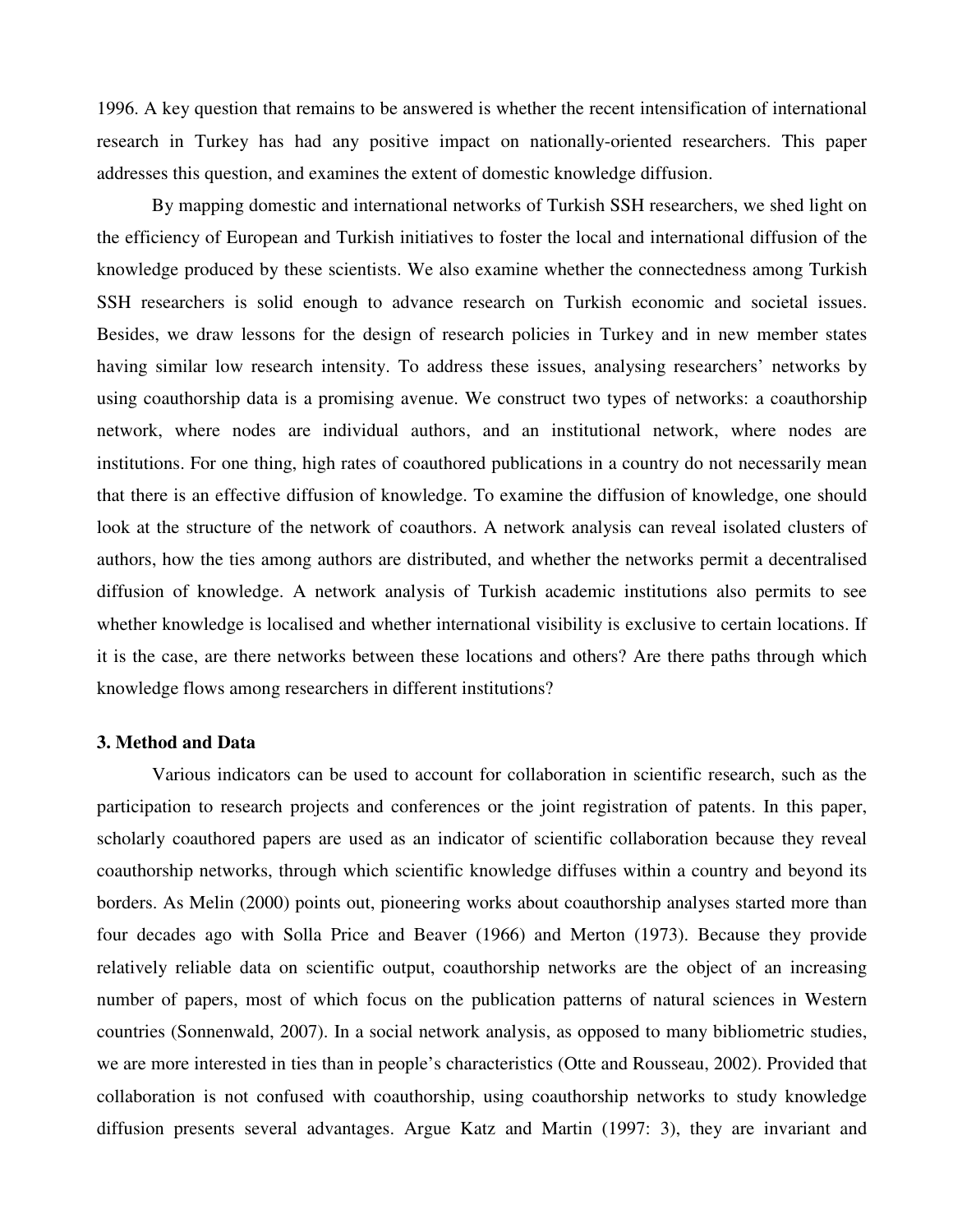1996. A key question that remains to be answered is whether the recent intensification of international research in Turkey has had any positive impact on nationally-oriented researchers. This paper addresses this question, and examines the extent of domestic knowledge diffusion.

By mapping domestic and international networks of Turkish SSH researchers, we shed light on the efficiency of European and Turkish initiatives to foster the local and international diffusion of the knowledge produced by these scientists. We also examine whether the connectedness among Turkish SSH researchers is solid enough to advance research on Turkish economic and societal issues. Besides, we draw lessons for the design of research policies in Turkey and in new member states having similar low research intensity. To address these issues, analysing researchers' networks by using coauthorship data is a promising avenue. We construct two types of networks: a coauthorship network, where nodes are individual authors, and an institutional network, where nodes are institutions. For one thing, high rates of coauthored publications in a country do not necessarily mean that there is an effective diffusion of knowledge. To examine the diffusion of knowledge, one should look at the structure of the network of coauthors. A network analysis can reveal isolated clusters of authors, how the ties among authors are distributed, and whether the networks permit a decentralised diffusion of knowledge. A network analysis of Turkish academic institutions also permits to see whether knowledge is localised and whether international visibility is exclusive to certain locations. If it is the case, are there networks between these locations and others? Are there paths through which knowledge flows among researchers in different institutions?

### 3. Method and Data

Various indicators can be used to account for collaboration in scientific research, such as the participation to research projects and conferences or the joint registration of patents. In this paper, scholarly coauthored papers are used as an indicator of scientific collaboration because they reveal coauthorship networks, through which scientific knowledge diffuses within a country and beyond its borders. As Melin (2000) points out, pioneering works about coauthorship analyses started more than four decades ago with Solla Price and Beaver (1966) and Merton (1973). Because they provide relatively reliable data on scientific output, coauthorship networks are the object of an increasing number of papers, most of which focus on the publication patterns of natural sciences in Western countries (Sonnenwald, 2007). In a social network analysis, as opposed to many bibliometric studies, we are more interested in ties than in people's characteristics (Otte and Rousseau, 2002). Provided that collaboration is not confused with coauthorship, using coauthorship networks to study knowledge diffusion presents several advantages. Argue Katz and Martin (1997: 3), they are invariant and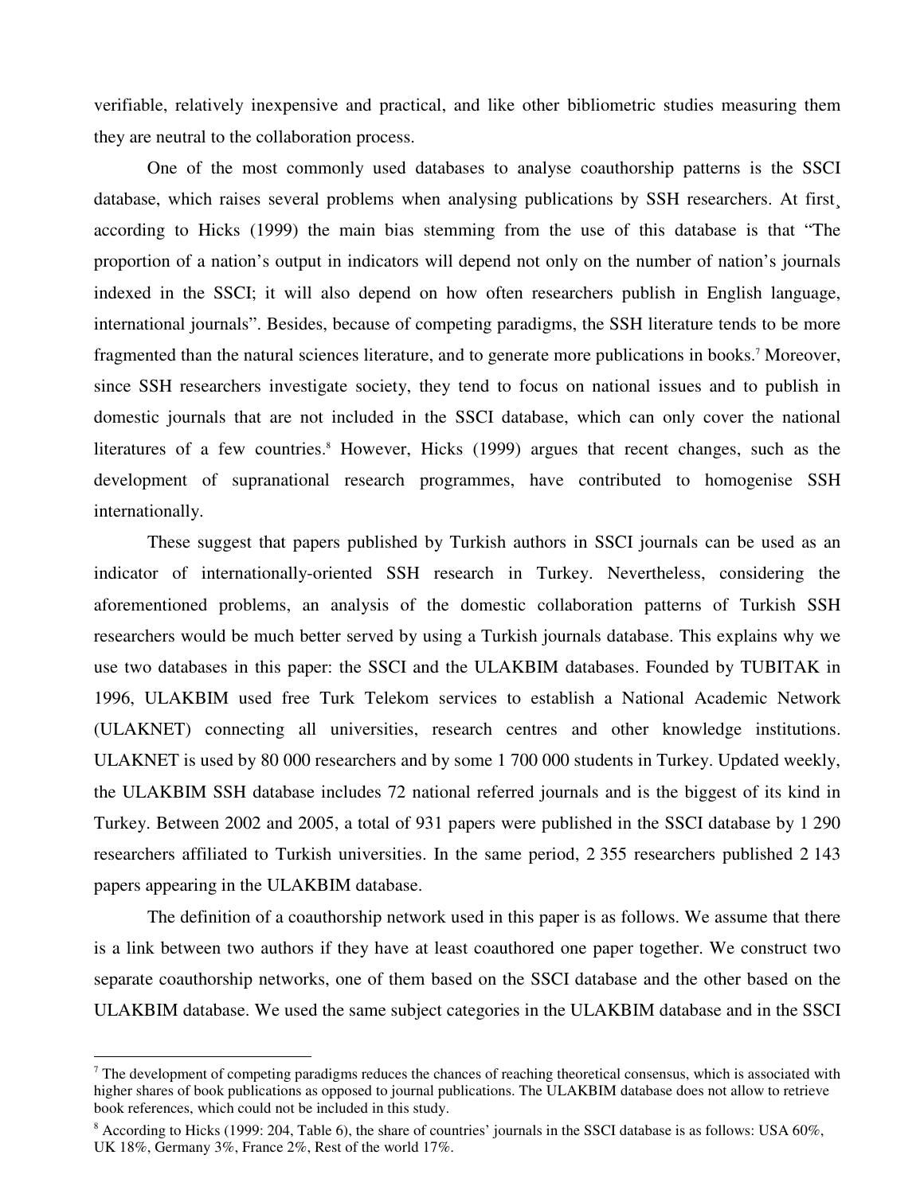verifiable, relatively inexpensive and practical, and like other bibliometric studies measuring them they are neutral to the collaboration process.

One of the most commonly used databases to analyse coauthorship patterns is the SSCI database, which raises several problems when analysing publications by SSH researchers. At first¸ according to Hicks (1999) the main bias stemming from the use of this database is that "The proportion of a nation's output in indicators will depend not only on the number of nation's journals indexed in the SSCI; it will also depend on how often researchers publish in English language, international journals". Besides, because of competing paradigms, the SSH literature tends to be more fragmented than the natural sciences literature, and to generate more publications in books.[7] Moreover, since SSH researchers investigate society, they tend to focus on national issues and to publish in domestic journals that are not included in the SSCI database, which can only cover the national literatures of a few countries.[8] However, Hicks (1999) argues that recent changes, such as the development of supranational research programmes, have contributed to homogenise SSH internationally.

These suggest that papers published by Turkish authors in SSCI journals can be used as an indicator of internationally-oriented SSH research in Turkey. Nevertheless, considering the aforementioned problems, an analysis of the domestic collaboration patterns of Turkish SSH researchers would be much better served by using a Turkish journals database. This explains why we use two databases in this paper: the SSCI and the ULAKBIM databases. Founded by TUBITAK in 1996, ULAKBIM used free Turk Telekom services to establish a National Academic Network (ULAKNET) connecting all universities, research centres and other knowledge institutions. ULAKNET is used by 80 000 researchers and by some 1 700 000 students in Turkey. Updated weekly, the ULAKBIM SSH database includes 72 national referred journals and is the biggest of its kind in Turkey. Between 2002 and 2005, a total of 931 papers were published in the SSCI database by 1 290 researchers affiliated to Turkish universities. In the same period, 2 355 researchers published 2 143 papers appearing in the ULAKBIM database.

The definition of a coauthorship network used in this paper is as follows. We assume that there is a link between two authors if they have at least coauthored one paper together. We construct two separate coauthorship networks, one of them based on the SSCI database and the other based on the ULAKBIM database. We used the same subject categories in the ULAKBIM database and in the SSCI

---

[7] The development of competing paradigms reduces the chances of reaching theoretical consensus, which is associated with higher shares of book publications as opposed to journal publications. The ULAKBIM database does not allow to retrieve book references, which could not be included in this study.

[8] According to Hicks (1999: 204, Table 6), the share of countries' journals in the SSCI database is as follows: USA 60%, UK 18%, Germany 3%, France 2%, Rest of the world 17%.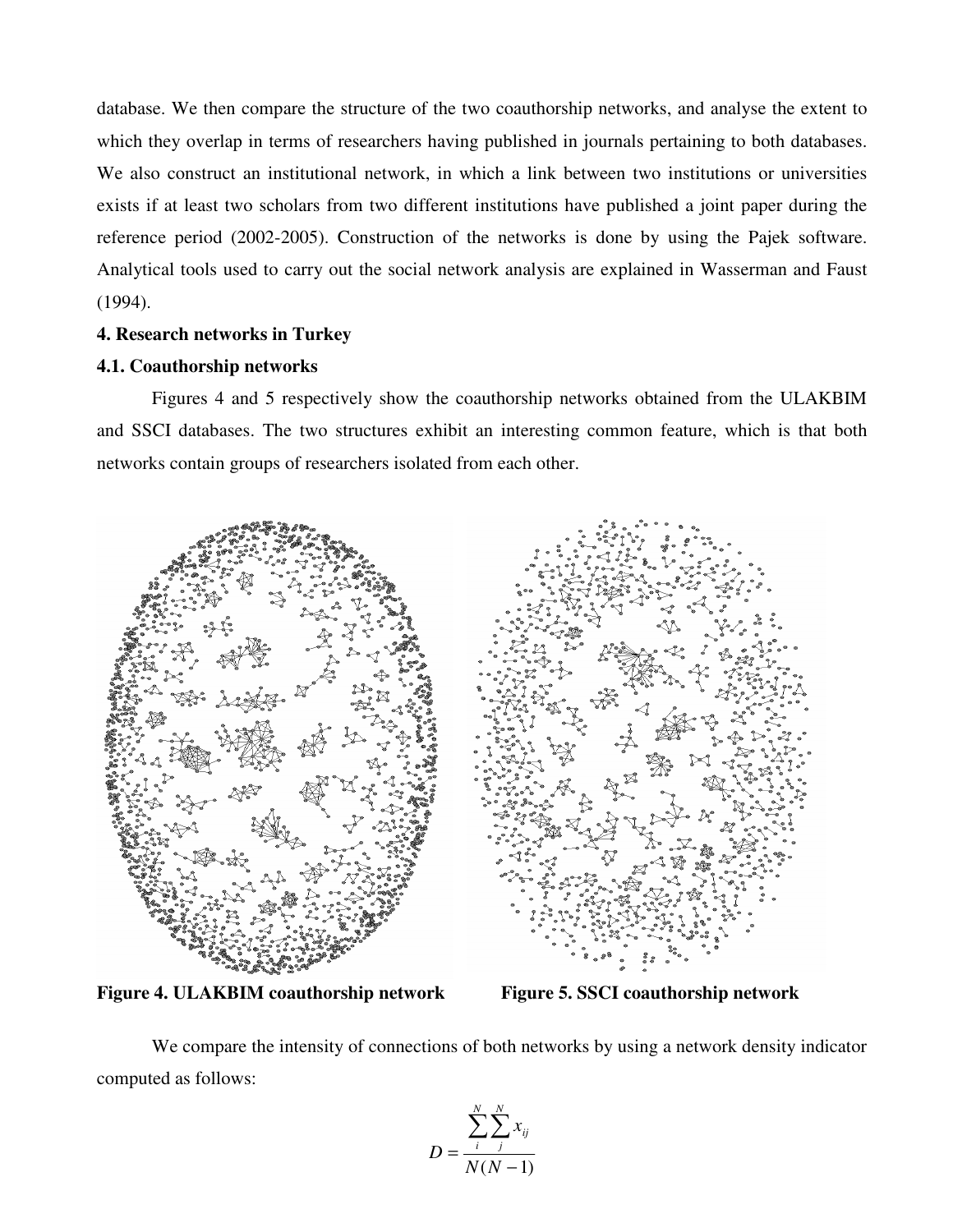database. We then compare the structure of the two coauthorship networks, and analyse the extent to which they overlap in terms of researchers having published in journals pertaining to both databases. We also construct an institutional network, in which a link between two institutions or universities exists if at least two scholars from two different institutions have published a joint paper during the reference period (2002-2005). Construction of the networks is done by using the Pajek software. Analytical tools used to carry out the social network analysis are explained in Wasserman and Faust (1994).

## 4. Research networks in Turkey

### 4.1. Coauthorship networks

Figures 4 and 5 respectively show the coauthorship networks obtained from the ULAKBIM and SSCI databases. The two structures exhibit an interesting common feature, which is that both networks contain groups of researchers isolated from each other.

**Figure 4. ULAKBIM coauthorship network**

**Figure 5. SSCI coauthorship network**

We compare the intensity of connections of both networks by using a network density indicator computed as follows:

$$D = \frac{\sum_{i}^{N}\sum_{j}^{N} x_{ij}}{N(N-1)}$$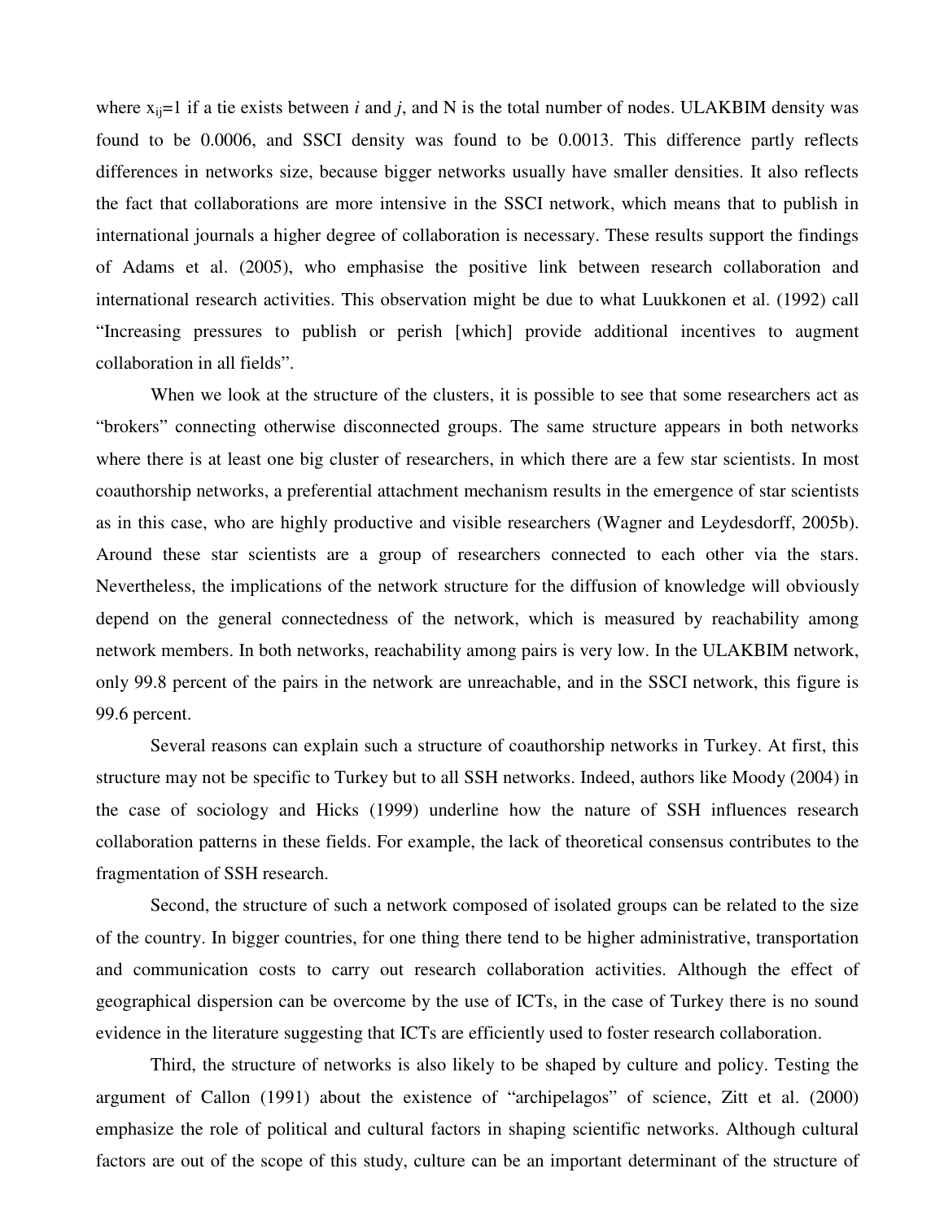where $x_{ij}$=1 if a tie exists between *i* and *j*, and N is the total number of nodes. ULAKBIM density was found to be 0.0006, and SSCI density was found to be 0.0013. This difference partly reflects differences in networks size, because bigger networks usually have smaller densities. It also reflects the fact that collaborations are more intensive in the SSCI network, which means that to publish in international journals a higher degree of collaboration is necessary. These results support the findings of Adams et al. (2005), who emphasise the positive link between research collaboration and international research activities. This observation might be due to what Luukkonen et al. (1992) call "Increasing pressures to publish or perish [which] provide additional incentives to augment collaboration in all fields".

When we look at the structure of the clusters, it is possible to see that some researchers act as "brokers" connecting otherwise disconnected groups. The same structure appears in both networks where there is at least one big cluster of researchers, in which there are a few star scientists. In most coauthorship networks, a preferential attachment mechanism results in the emergence of star scientists as in this case, who are highly productive and visible researchers (Wagner and Leydesdorff, 2005b). Around these star scientists are a group of researchers connected to each other via the stars. Nevertheless, the implications of the network structure for the diffusion of knowledge will obviously depend on the general connectedness of the network, which is measured by reachability among network members. In both networks, reachability among pairs is very low. In the ULAKBIM network, only 99.8 percent of the pairs in the network are unreachable, and in the SSCI network, this figure is 99.6 percent.

Several reasons can explain such a structure of coauthorship networks in Turkey. At first, this structure may not be specific to Turkey but to all SSH networks. Indeed, authors like Moody (2004) in the case of sociology and Hicks (1999) underline how the nature of SSH influences research collaboration patterns in these fields. For example, the lack of theoretical consensus contributes to the fragmentation of SSH research.

Second, the structure of such a network composed of isolated groups can be related to the size of the country. In bigger countries, for one thing there tend to be higher administrative, transportation and communication costs to carry out research collaboration activities. Although the effect of geographical dispersion can be overcome by the use of ICTs, in the case of Turkey there is no sound evidence in the literature suggesting that ICTs are efficiently used to foster research collaboration.

Third, the structure of networks is also likely to be shaped by culture and policy. Testing the argument of Callon (1991) about the existence of "archipelagos" of science, Zitt et al. (2000) emphasize the role of political and cultural factors in shaping scientific networks. Although cultural factors are out of the scope of this study, culture can be an important determinant of the structure of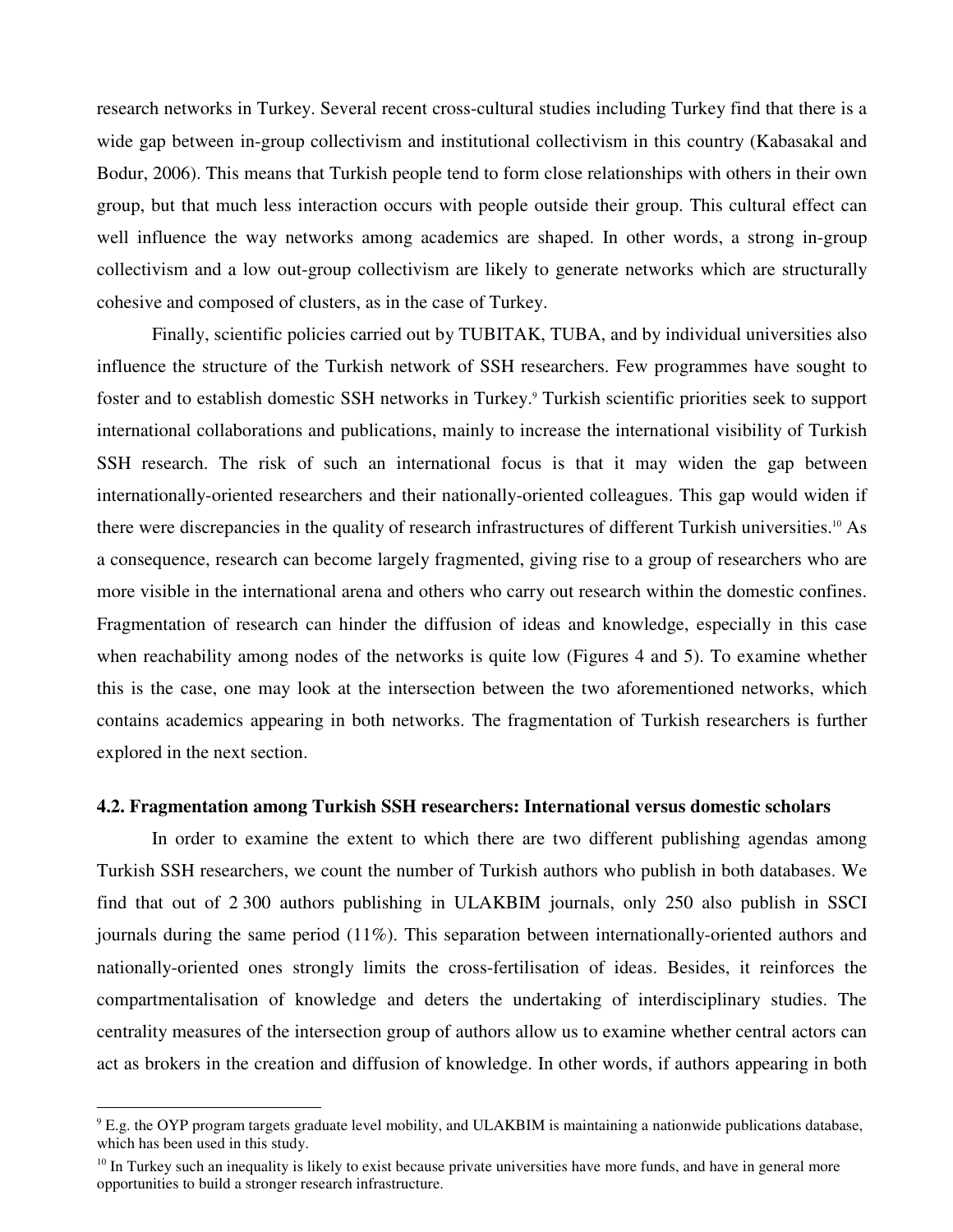research networks in Turkey. Several recent cross-cultural studies including Turkey find that there is a wide gap between in-group collectivism and institutional collectivism in this country (Kabasakal and Bodur, 2006). This means that Turkish people tend to form close relationships with others in their own group, but that much less interaction occurs with people outside their group. This cultural effect can well influence the way networks among academics are shaped. In other words, a strong in-group collectivism and a low out-group collectivism are likely to generate networks which are structurally cohesive and composed of clusters, as in the case of Turkey.

Finally, scientific policies carried out by TUBITAK, TUBA, and by individual universities also influence the structure of the Turkish network of SSH researchers. Few programmes have sought to foster and to establish domestic SSH networks in Turkey.[9] Turkish scientific priorities seek to support international collaborations and publications, mainly to increase the international visibility of Turkish SSH research. The risk of such an international focus is that it may widen the gap between internationally-oriented researchers and their nationally-oriented colleagues. This gap would widen if there were discrepancies in the quality of research infrastructures of different Turkish universities.[10] As a consequence, research can become largely fragmented, giving rise to a group of researchers who are more visible in the international arena and others who carry out research within the domestic confines. Fragmentation of research can hinder the diffusion of ideas and knowledge, especially in this case when reachability among nodes of the networks is quite low (Figures 4 and 5). To examine whether this is the case, one may look at the intersection between the two aforementioned networks, which contains academics appearing in both networks. The fragmentation of Turkish researchers is further explored in the next section.

### 4.2. Fragmentation among Turkish SSH researchers: International versus domestic scholars

In order to examine the extent to which there are two different publishing agendas among Turkish SSH researchers, we count the number of Turkish authors who publish in both databases. We find that out of 2 300 authors publishing in ULAKBIM journals, only 250 also publish in SSCI journals during the same period (11%). This separation between internationally-oriented authors and nationally-oriented ones strongly limits the cross-fertilisation of ideas. Besides, it reinforces the compartmentalisation of knowledge and deters the undertaking of interdisciplinary studies. The centrality measures of the intersection group of authors allow us to examine whether central actors can act as brokers in the creation and diffusion of knowledge. In other words, if authors appearing in both

---

[9] E.g. the OYP program targets graduate level mobility, and ULAKBIM is maintaining a nationwide publications database, which has been used in this study.

[10] In Turkey such an inequality is likely to exist because private universities have more funds, and have in general more opportunities to build a stronger research infrastructure.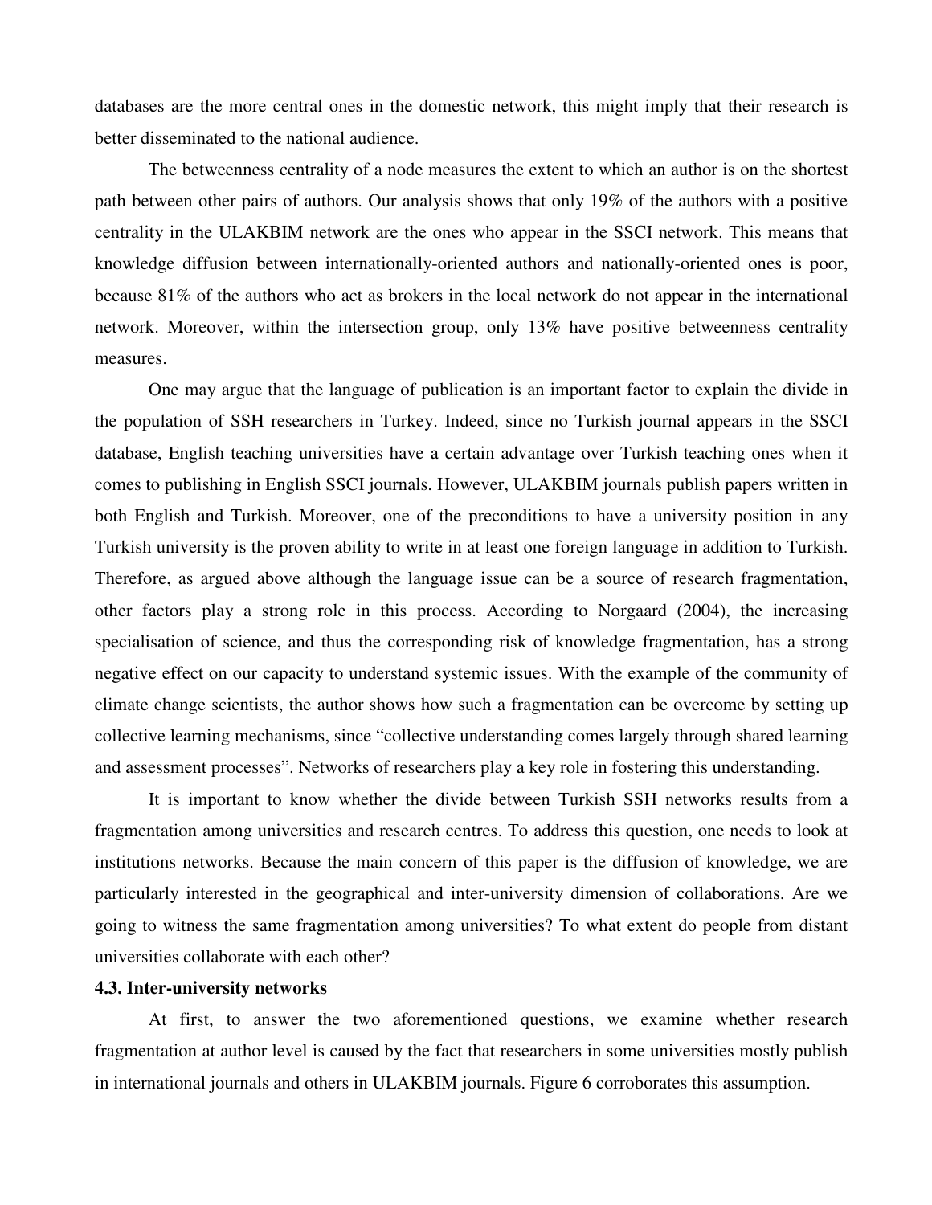databases are the more central ones in the domestic network, this might imply that their research is better disseminated to the national audience.

The betweenness centrality of a node measures the extent to which an author is on the shortest path between other pairs of authors. Our analysis shows that only 19% of the authors with a positive centrality in the ULAKBIM network are the ones who appear in the SSCI network. This means that knowledge diffusion between internationally-oriented authors and nationally-oriented ones is poor, because 81% of the authors who act as brokers in the local network do not appear in the international network. Moreover, within the intersection group, only 13% have positive betweenness centrality measures.

One may argue that the language of publication is an important factor to explain the divide in the population of SSH researchers in Turkey. Indeed, since no Turkish journal appears in the SSCI database, English teaching universities have a certain advantage over Turkish teaching ones when it comes to publishing in English SSCI journals. However, ULAKBIM journals publish papers written in both English and Turkish. Moreover, one of the preconditions to have a university position in any Turkish university is the proven ability to write in at least one foreign language in addition to Turkish. Therefore, as argued above although the language issue can be a source of research fragmentation, other factors play a strong role in this process. According to Norgaard (2004), the increasing specialisation of science, and thus the corresponding risk of knowledge fragmentation, has a strong negative effect on our capacity to understand systemic issues. With the example of the community of climate change scientists, the author shows how such a fragmentation can be overcome by setting up collective learning mechanisms, since "collective understanding comes largely through shared learning and assessment processes". Networks of researchers play a key role in fostering this understanding.

It is important to know whether the divide between Turkish SSH networks results from a fragmentation among universities and research centres. To address this question, one needs to look at institutions networks. Because the main concern of this paper is the diffusion of knowledge, we are particularly interested in the geographical and inter-university dimension of collaborations. Are we going to witness the same fragmentation among universities? To what extent do people from distant universities collaborate with each other?

### 4.3. Inter-university networks

At first, to answer the two aforementioned questions, we examine whether research fragmentation at author level is caused by the fact that researchers in some universities mostly publish in international journals and others in ULAKBIM journals. Figure 6 corroborates this assumption.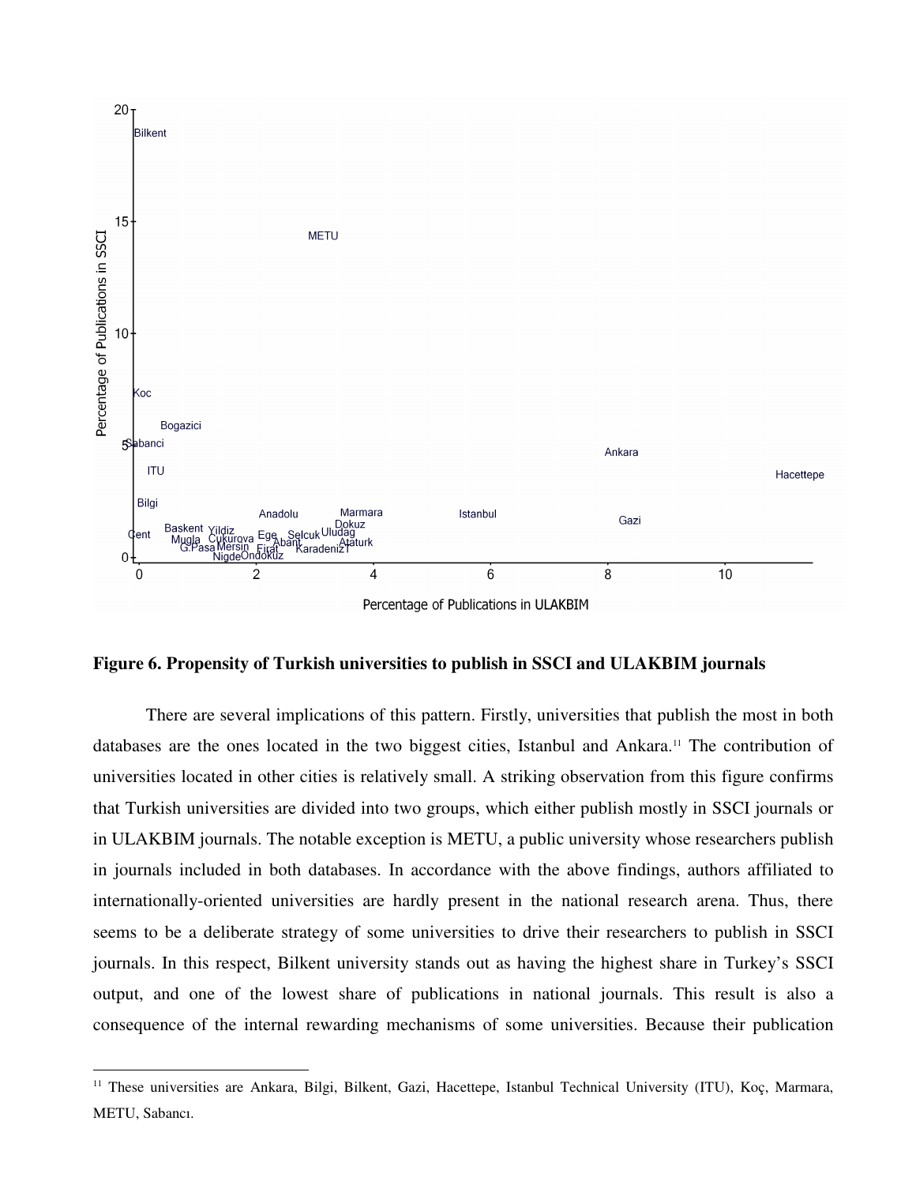**Figure 6. Propensity of Turkish universities to publish in SSCI and ULAKBIM journals**

There are several implications of this pattern. Firstly, universities that publish the most in both databases are the ones located in the two biggest cities, Istanbul and Ankara.[11] The contribution of universities located in other cities is relatively small. A striking observation from this figure confirms that Turkish universities are divided into two groups, which either publish mostly in SSCI journals or in ULAKBIM journals. The notable exception is METU, a public university whose researchers publish in journals included in both databases. In accordance with the above findings, authors affiliated to internationally-oriented universities are hardly present in the national research arena. Thus, there seems to be a deliberate strategy of some universities to drive their researchers to publish in SSCI journals. In this respect, Bilkent university stands out as having the highest share in Turkey's SSCI output, and one of the lowest share of publications in national journals. This result is also a consequence of the internal rewarding mechanisms of some universities. Because their publication

[11] These universities are Ankara, Bilgi, Bilkent, Gazi, Hacettepe, Istanbul Technical University (ITU), Koç, Marmara, METU, Sabancı.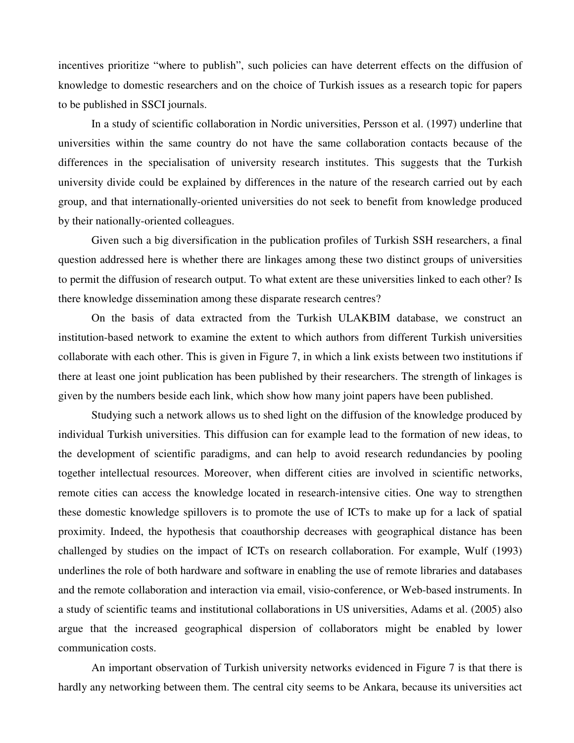incentives prioritize "where to publish", such policies can have deterrent effects on the diffusion of knowledge to domestic researchers and on the choice of Turkish issues as a research topic for papers to be published in SSCI journals.

In a study of scientific collaboration in Nordic universities, Persson et al. (1997) underline that universities within the same country do not have the same collaboration contacts because of the differences in the specialisation of university research institutes. This suggests that the Turkish university divide could be explained by differences in the nature of the research carried out by each group, and that internationally-oriented universities do not seek to benefit from knowledge produced by their nationally-oriented colleagues.

Given such a big diversification in the publication profiles of Turkish SSH researchers, a final question addressed here is whether there are linkages among these two distinct groups of universities to permit the diffusion of research output. To what extent are these universities linked to each other? Is there knowledge dissemination among these disparate research centres?

On the basis of data extracted from the Turkish ULAKBIM database, we construct an institution-based network to examine the extent to which authors from different Turkish universities collaborate with each other. This is given in Figure 7, in which a link exists between two institutions if there at least one joint publication has been published by their researchers. The strength of linkages is given by the numbers beside each link, which show how many joint papers have been published.

Studying such a network allows us to shed light on the diffusion of the knowledge produced by individual Turkish universities. This diffusion can for example lead to the formation of new ideas, to the development of scientific paradigms, and can help to avoid research redundancies by pooling together intellectual resources. Moreover, when different cities are involved in scientific networks, remote cities can access the knowledge located in research-intensive cities. One way to strengthen these domestic knowledge spillovers is to promote the use of ICTs to make up for a lack of spatial proximity. Indeed, the hypothesis that coauthorship decreases with geographical distance has been challenged by studies on the impact of ICTs on research collaboration. For example, Wulf (1993) underlines the role of both hardware and software in enabling the use of remote libraries and databases and the remote collaboration and interaction via email, visio-conference, or Web-based instruments. In a study of scientific teams and institutional collaborations in US universities, Adams et al. (2005) also argue that the increased geographical dispersion of collaborators might be enabled by lower communication costs.

An important observation of Turkish university networks evidenced in Figure 7 is that there is hardly any networking between them. The central city seems to be Ankara, because its universities act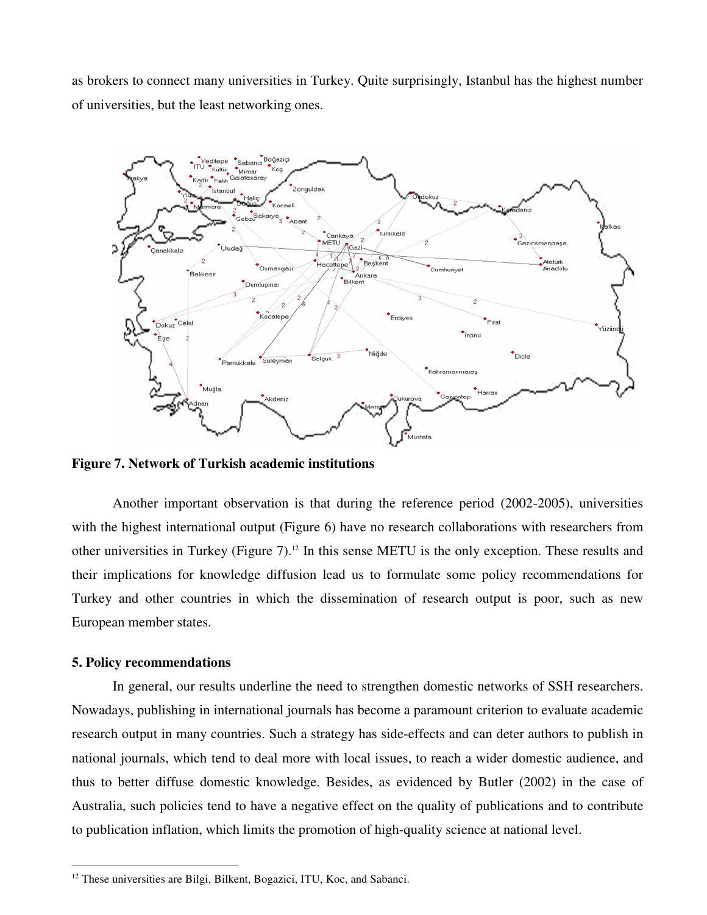as brokers to connect many universities in Turkey. Quite surprisingly, Istanbul has the highest number of universities, but the least networking ones.

**Figure 7. Network of Turkish academic institutions**

Another important observation is that during the reference period (2002-2005), universities with the highest international output (Figure 6) have no research collaborations with researchers from other universities in Turkey (Figure 7).[12] In this sense METU is the only exception. These results and their implications for knowledge diffusion lead us to formulate some policy recommendations for Turkey and other countries in which the dissemination of research output is poor, such as new European member states.

### 5. Policy recommendations

In general, our results underline the need to strengthen domestic networks of SSH researchers. Nowadays, publishing in international journals has become a paramount criterion to evaluate academic research output in many countries. Such a strategy has side-effects and can deter authors to publish in national journals, which tend to deal more with local issues, to reach a wider domestic audience, and thus to better diffuse domestic knowledge. Besides, as evidenced by Butler (2002) in the case of Australia, such policies tend to have a negative effect on the quality of publications and to contribute to publication inflation, which limits the promotion of high-quality science at national level.

---

[12] These universities are Bilgi, Bilkent, Bogazici, ITU, Koc, and Sabanci.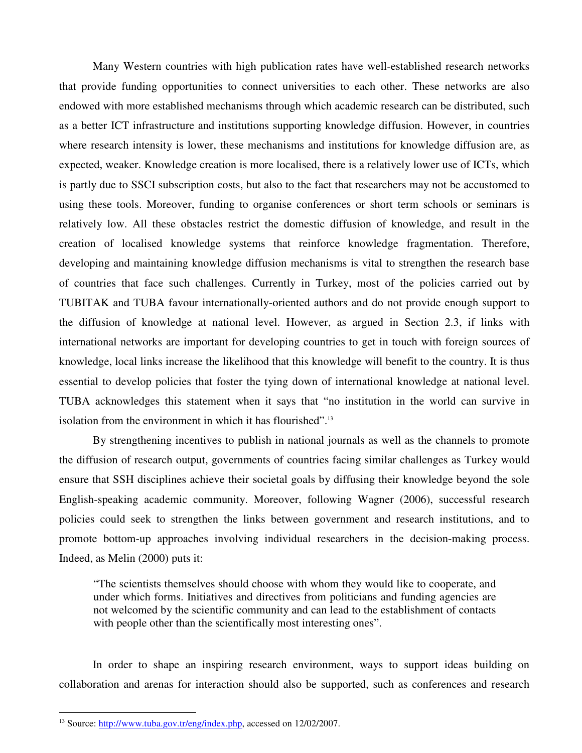Many Western countries with high publication rates have well-established research networks that provide funding opportunities to connect universities to each other. These networks are also endowed with more established mechanisms through which academic research can be distributed, such as a better ICT infrastructure and institutions supporting knowledge diffusion. However, in countries where research intensity is lower, these mechanisms and institutions for knowledge diffusion are, as expected, weaker. Knowledge creation is more localised, there is a relatively lower use of ICTs, which is partly due to SSCI subscription costs, but also to the fact that researchers may not be accustomed to using these tools. Moreover, funding to organise conferences or short term schools or seminars is relatively low. All these obstacles restrict the domestic diffusion of knowledge, and result in the creation of localised knowledge systems that reinforce knowledge fragmentation. Therefore, developing and maintaining knowledge diffusion mechanisms is vital to strengthen the research base of countries that face such challenges. Currently in Turkey, most of the policies carried out by TUBITAK and TUBA favour internationally-oriented authors and do not provide enough support to the diffusion of knowledge at national level. However, as argued in Section 2.3, if links with international networks are important for developing countries to get in touch with foreign sources of knowledge, local links increase the likelihood that this knowledge will benefit to the country. It is thus essential to develop policies that foster the tying down of international knowledge at national level. TUBA acknowledges this statement when it says that "no institution in the world can survive in isolation from the environment in which it has flourished".[13]

By strengthening incentives to publish in national journals as well as the channels to promote the diffusion of research output, governments of countries facing similar challenges as Turkey would ensure that SSH disciplines achieve their societal goals by diffusing their knowledge beyond the sole English-speaking academic community. Moreover, following Wagner (2006), successful research policies could seek to strengthen the links between government and research institutions, and to promote bottom-up approaches involving individual researchers in the decision-making process. Indeed, as Melin (2000) puts it:

> "The scientists themselves should choose with whom they would like to cooperate, and under which forms. Initiatives and directives from politicians and funding agencies are not welcomed by the scientific community and can lead to the establishment of contacts with people other than the scientifically most interesting ones".

In order to shape an inspiring research environment, ways to support ideas building on collaboration and arenas for interaction should also be supported, such as conferences and research

---

[13] Source: http://www.tuba.gov.tr/eng/index.php, accessed on 12/02/2007.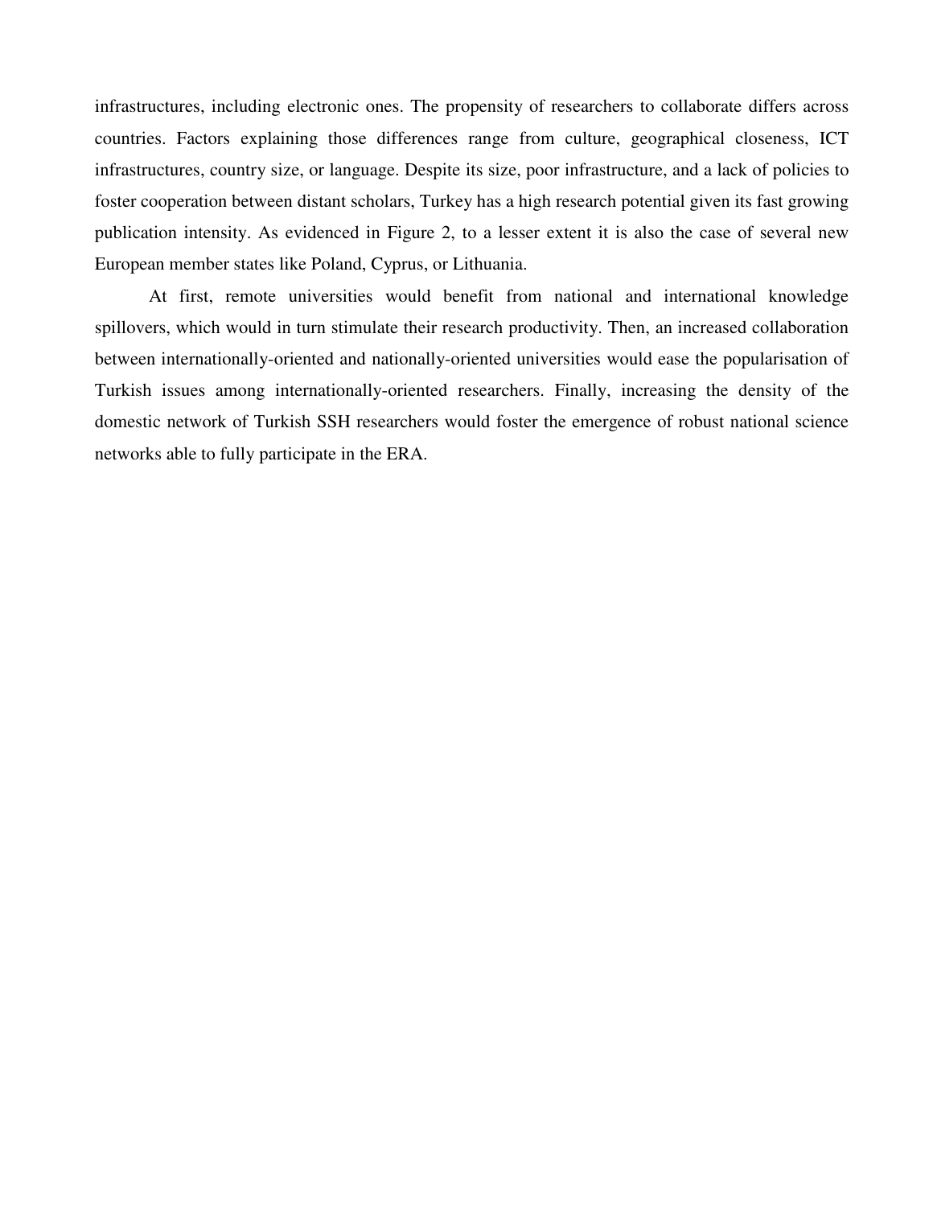infrastructures, including electronic ones. The propensity of researchers to collaborate differs across countries. Factors explaining those differences range from culture, geographical closeness, ICT infrastructures, country size, or language. Despite its size, poor infrastructure, and a lack of policies to foster cooperation between distant scholars, Turkey has a high research potential given its fast growing publication intensity. As evidenced in Figure 2, to a lesser extent it is also the case of several new European member states like Poland, Cyprus, or Lithuania.

At first, remote universities would benefit from national and international knowledge spillovers, which would in turn stimulate their research productivity. Then, an increased collaboration between internationally-oriented and nationally-oriented universities would ease the popularisation of Turkish issues among internationally-oriented researchers. Finally, increasing the density of the domestic network of Turkish SSH researchers would foster the emergence of robust national science networks able to fully participate in the ERA.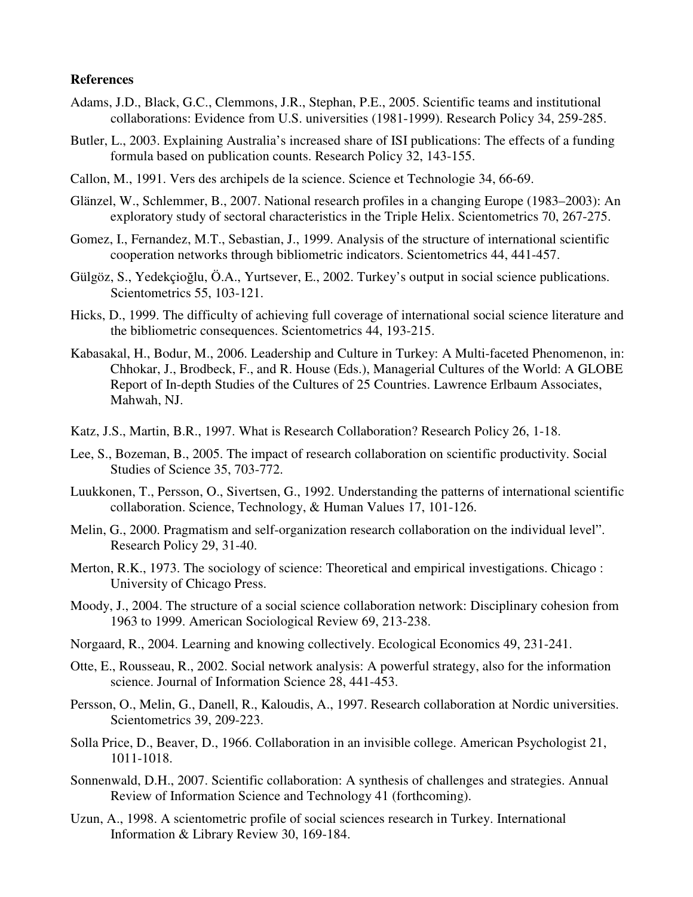**References**

Adams, J.D., Black, G.C., Clemmons, J.R., Stephan, P.E., 2005. Scientific teams and institutional collaborations: Evidence from U.S. universities (1981-1999). Research Policy 34, 259-285.

Butler, L., 2003. Explaining Australia's increased share of ISI publications: The effects of a funding formula based on publication counts. Research Policy 32, 143-155.

Callon, M., 1991. Vers des archipels de la science. Science et Technologie 34, 66-69.

Glänzel, W., Schlemmer, B., 2007. National research profiles in a changing Europe (1983–2003): An exploratory study of sectoral characteristics in the Triple Helix. Scientometrics 70, 267-275.

Gomez, I., Fernandez, M.T., Sebastian, J., 1999. Analysis of the structure of international scientific cooperation networks through bibliometric indicators. Scientometrics 44, 441-457.

Gülgöz, S., Yedekçioğlu, Ö.A., Yurtsever, E., 2002. Turkey's output in social science publications. Scientometrics 55, 103-121.

Hicks, D., 1999. The difficulty of achieving full coverage of international social science literature and the bibliometric consequences. Scientometrics 44, 193-215.

Kabasakal, H., Bodur, M., 2006. Leadership and Culture in Turkey: A Multi-faceted Phenomenon, in: Chhokar, J., Brodbeck, F., and R. House (Eds.), Managerial Cultures of the World: A GLOBE Report of In-depth Studies of the Cultures of 25 Countries. Lawrence Erlbaum Associates, Mahwah, NJ.

Katz, J.S., Martin, B.R., 1997. What is Research Collaboration? Research Policy 26, 1-18.

Lee, S., Bozeman, B., 2005. The impact of research collaboration on scientific productivity. Social Studies of Science 35, 703-772.

Luukkonen, T., Persson, O., Sivertsen, G., 1992. Understanding the patterns of international scientific collaboration. Science, Technology, & Human Values 17, 101-126.

Melin, G., 2000. Pragmatism and self-organization research collaboration on the individual level". Research Policy 29, 31-40.

Merton, R.K., 1973. The sociology of science: Theoretical and empirical investigations. Chicago : University of Chicago Press.

Moody, J., 2004. The structure of a social science collaboration network: Disciplinary cohesion from 1963 to 1999. American Sociological Review 69, 213-238.

Norgaard, R., 2004. Learning and knowing collectively. Ecological Economics 49, 231-241.

Otte, E., Rousseau, R., 2002. Social network analysis: A powerful strategy, also for the information science. Journal of Information Science 28, 441-453.

Persson, O., Melin, G., Danell, R., Kaloudis, A., 1997. Research collaboration at Nordic universities. Scientometrics 39, 209-223.

Solla Price, D., Beaver, D., 1966. Collaboration in an invisible college. American Psychologist 21, 1011-1018.

Sonnenwald, D.H., 2007. Scientific collaboration: A synthesis of challenges and strategies. Annual Review of Information Science and Technology 41 (forthcoming).

Uzun, A., 1998. A scientometric profile of social sciences research in Turkey. International Information & Library Review 30, 169-184.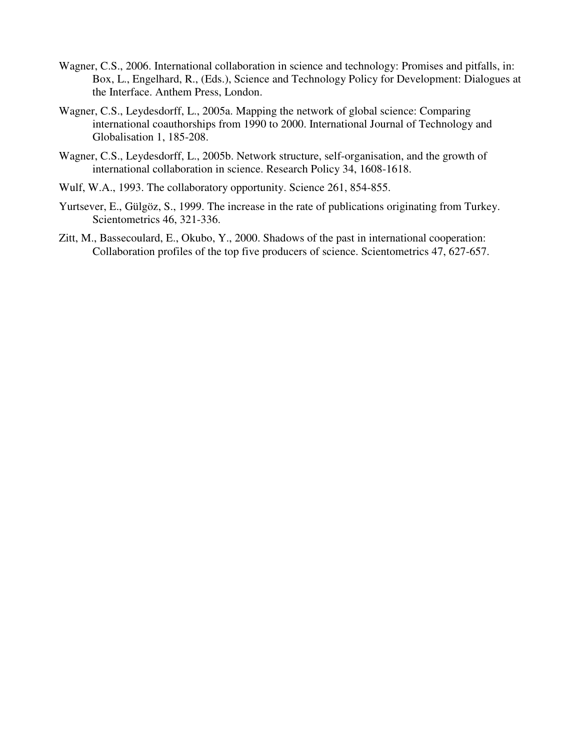Wagner, C.S., 2006. International collaboration in science and technology: Promises and pitfalls, in: Box, L., Engelhard, R., (Eds.), Science and Technology Policy for Development: Dialogues at the Interface. Anthem Press, London.

Wagner, C.S., Leydesdorff, L., 2005a. Mapping the network of global science: Comparing international coauthorships from 1990 to 2000. International Journal of Technology and Globalisation 1, 185-208.

Wagner, C.S., Leydesdorff, L., 2005b. Network structure, self-organisation, and the growth of international collaboration in science. Research Policy 34, 1608-1618.

Wulf, W.A., 1993. The collaboratory opportunity. Science 261, 854-855.

Yurtsever, E., Gülgöz, S., 1999. The increase in the rate of publications originating from Turkey. Scientometrics 46, 321-336.

Zitt, M., Bassecoulard, E., Okubo, Y., 2000. Shadows of the past in international cooperation: Collaboration profiles of the top five producers of science. Scientometrics 47, 627-657.